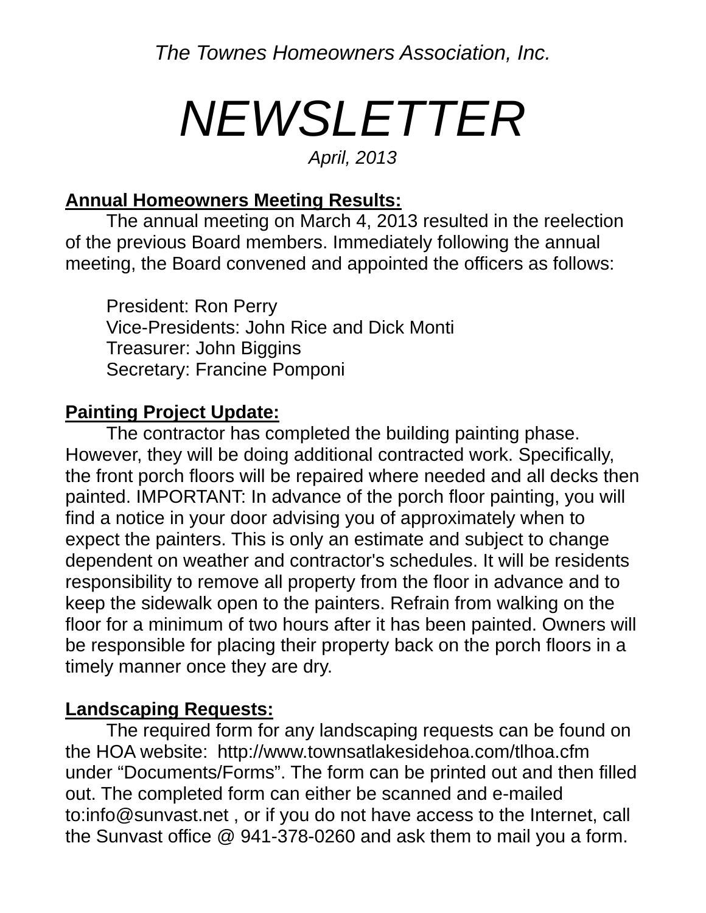*The Townes Homeowners Association, Inc.*

# *NEWSLETTER*

*April, 2013*

**Annual Homeowners Meeting Results:**

The annual meeting on March 4, 2013 resulted in the reelection of the previous Board members. Immediately following the annual meeting, the Board convened and appointed the officers as follows:

President: Ron Perry
Vice-Presidents: John Rice and Dick Monti
Treasurer: John Biggins
Secretary: Francine Pomponi

**Painting Project Update:**

The contractor has completed the building painting phase. However, they will be doing additional contracted work. Specifically, the front porch floors will be repaired where needed and all decks then painted. IMPORTANT: In advance of the porch floor painting, you will find a notice in your door advising you of approximately when to expect the painters. This is only an estimate and subject to change dependent on weather and contractor's schedules. It will be residents responsibility to remove all property from the floor in advance and to keep the sidewalk open to the painters. Refrain from walking on the floor for a minimum of two hours after it has been painted. Owners will be responsible for placing their property back on the porch floors in a timely manner once they are dry.

**Landscaping Requests:**

The required form for any landscaping requests can be found on the HOA website: http://www.townsatlakesidehoa.com/tlhoa.cfm under “Documents/Forms”. The form can be printed out and then filled out. The completed form can either be scanned and e-mailed to:info@sunvast.net , or if you do not have access to the Internet, call the Sunvast office @ 941-378-0260 and ask them to mail you a form.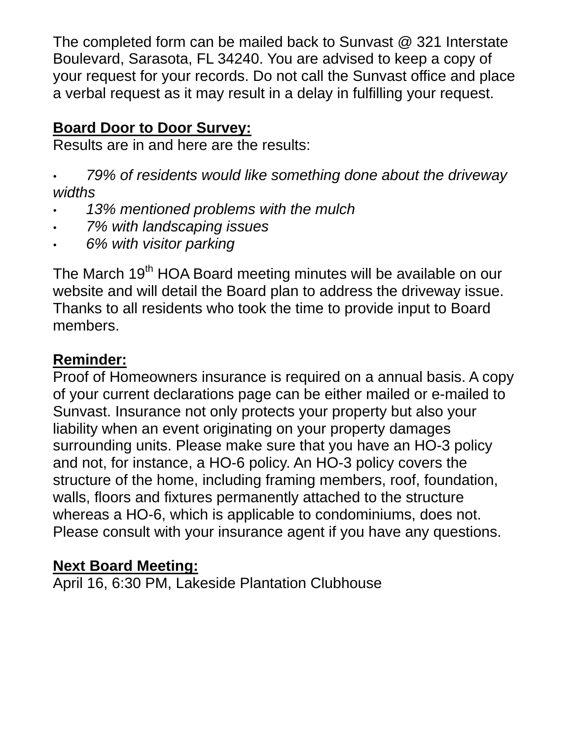The completed form can be mailed back to Sunvast @ 321 Interstate Boulevard, Sarasota, FL 34240. You are advised to keep a copy of your request for your records. Do not call the Sunvast office and place a verbal request as it may result in a delay in fulfilling your request.

**Board Door to Door Survey:**

Results are in and here are the results:

- *79% of residents would like something done about the driveway widths*
- *13% mentioned problems with the mulch*
- *7% with landscaping issues*
- *6% with visitor parking*

The March 19th HOA Board meeting minutes will be available on our website and will detail the Board plan to address the driveway issue. Thanks to all residents who took the time to provide input to Board members.

**Reminder:**

Proof of Homeowners insurance is required on a annual basis. A copy of your current declarations page can be either mailed or e-mailed to Sunvast. Insurance not only protects your property but also your liability when an event originating on your property damages surrounding units. Please make sure that you have an HO-3 policy and not, for instance, a HO-6 policy. An HO-3 policy covers the structure of the home, including framing members, roof, foundation, walls, floors and fixtures permanently attached to the structure whereas a HO-6, which is applicable to condominiums, does not. Please consult with your insurance agent if you have any questions.

**Next Board Meeting:**

April 16, 6:30 PM, Lakeside Plantation Clubhouse